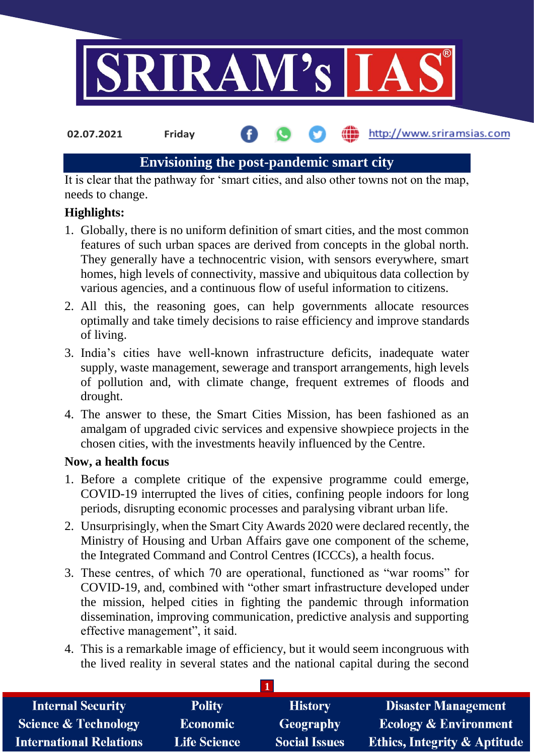# Envisioning the post-pandemic smart city

It is clear that the pathway for 'smart cities, and also other towns not on the map, needs to change.

**Highlights:**

1. Globally, there is no uniform definition of smart cities, and the most common features of such urban spaces are derived from concepts in the global north. They generally have a technocentric vision, with sensors everywhere, smart homes, high levels of connectivity, massive and ubiquitous data collection by various agencies, and a continuous flow of useful information to citizens.
2. All this, the reasoning goes, can help governments allocate resources optimally and take timely decisions to raise efficiency and improve standards of living.
3. India's cities have well-known infrastructure deficits, inadequate water supply, waste management, sewerage and transport arrangements, high levels of pollution and, with climate change, frequent extremes of floods and drought.
4. The answer to these, the Smart Cities Mission, has been fashioned as an amalgam of upgraded civic services and expensive showpiece projects in the chosen cities, with the investments heavily influenced by the Centre.

**Now, a health focus**

1. Before a complete critique of the expensive programme could emerge, COVID-19 interrupted the lives of cities, confining people indoors for long periods, disrupting economic processes and paralysing vibrant urban life.
2. Unsurprisingly, when the Smart City Awards 2020 were declared recently, the Ministry of Housing and Urban Affairs gave one component of the scheme, the Integrated Command and Control Centres (ICCCs), a health focus.
3. These centres, of which 70 are operational, functioned as "war rooms" for COVID-19, and, combined with "other smart infrastructure developed under the mission, helped cities in fighting the pandemic through information dissemination, improving communication, predictive analysis and supporting effective management", it said.
4. This is a remarkable image of efficiency, but it would seem incongruous with the lived reality in several states and the national capital during the second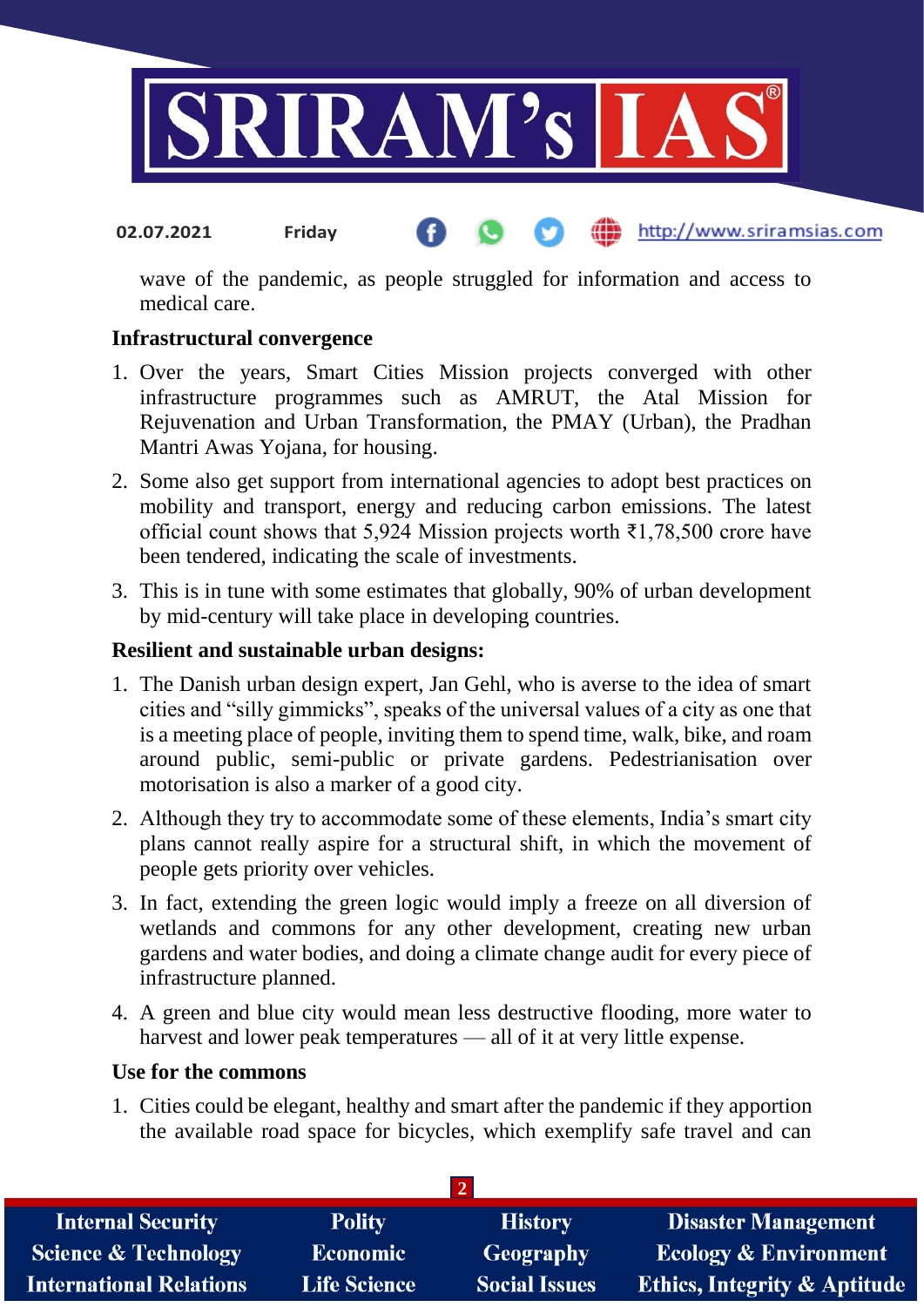wave of the pandemic, as people struggled for information and access to medical care.

**Infrastructural convergence**

1. Over the years, Smart Cities Mission projects converged with other infrastructure programmes such as AMRUT, the Atal Mission for Rejuvenation and Urban Transformation, the PMAY (Urban), the Pradhan Mantri Awas Yojana, for housing.
2. Some also get support from international agencies to adopt best practices on mobility and transport, energy and reducing carbon emissions. The latest official count shows that 5,924 Mission projects worth ₹1,78,500 crore have been tendered, indicating the scale of investments.
3. This is in tune with some estimates that globally, 90% of urban development by mid-century will take place in developing countries.

**Resilient and sustainable urban designs:**

1. The Danish urban design expert, Jan Gehl, who is averse to the idea of smart cities and "silly gimmicks", speaks of the universal values of a city as one that is a meeting place of people, inviting them to spend time, walk, bike, and roam around public, semi-public or private gardens. Pedestrianisation over motorisation is also a marker of a good city.
2. Although they try to accommodate some of these elements, India's smart city plans cannot really aspire for a structural shift, in which the movement of people gets priority over vehicles.
3. In fact, extending the green logic would imply a freeze on all diversion of wetlands and commons for any other development, creating new urban gardens and water bodies, and doing a climate change audit for every piece of infrastructure planned.
4. A green and blue city would mean less destructive flooding, more water to harvest and lower peak temperatures — all of it at very little expense.

**Use for the commons**

1. Cities could be elegant, healthy and smart after the pandemic if they apportion the available road space for bicycles, which exemplify safe travel and can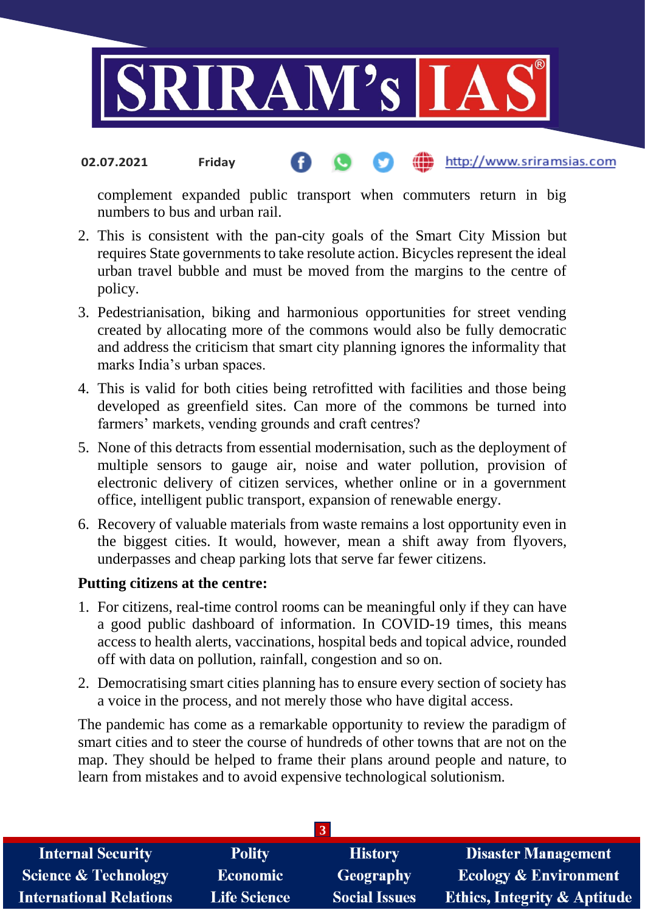complement expanded public transport when commuters return in big numbers to bus and urban rail.

2. This is consistent with the pan-city goals of the Smart City Mission but requires State governments to take resolute action. Bicycles represent the ideal urban travel bubble and must be moved from the margins to the centre of policy.
3. Pedestrianisation, biking and harmonious opportunities for street vending created by allocating more of the commons would also be fully democratic and address the criticism that smart city planning ignores the informality that marks India's urban spaces.
4. This is valid for both cities being retrofitted with facilities and those being developed as greenfield sites. Can more of the commons be turned into farmers' markets, vending grounds and craft centres?
5. None of this detracts from essential modernisation, such as the deployment of multiple sensors to gauge air, noise and water pollution, provision of electronic delivery of citizen services, whether online or in a government office, intelligent public transport, expansion of renewable energy.
6. Recovery of valuable materials from waste remains a lost opportunity even in the biggest cities. It would, however, mean a shift away from flyovers, underpasses and cheap parking lots that serve far fewer citizens.

**Putting citizens at the centre:**

1. For citizens, real-time control rooms can be meaningful only if they can have a good public dashboard of information. In COVID-19 times, this means access to health alerts, vaccinations, hospital beds and topical advice, rounded off with data on pollution, rainfall, congestion and so on.
2. Democratising smart cities planning has to ensure every section of society has a voice in the process, and not merely those who have digital access.

The pandemic has come as a remarkable opportunity to review the paradigm of smart cities and to steer the course of hundreds of other towns that are not on the map. They should be helped to frame their plans around people and nature, to learn from mistakes and to avoid expensive technological solutionism.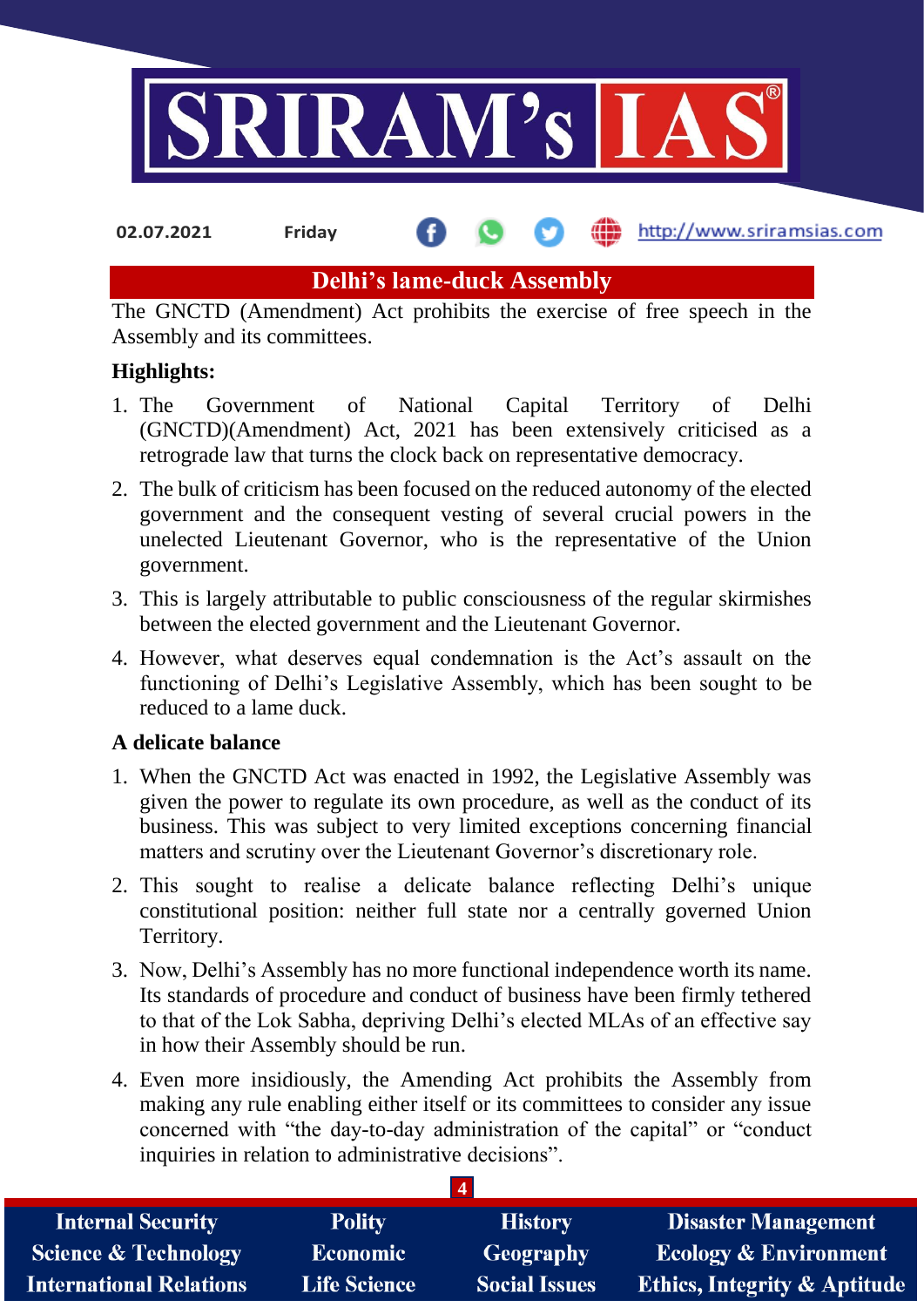## Delhi's lame-duck Assembly

The GNCTD (Amendment) Act prohibits the exercise of free speech in the Assembly and its committees.

**Highlights:**

1. The Government of National Capital Territory of Delhi (GNCTD)(Amendment) Act, 2021 has been extensively criticised as a retrograde law that turns the clock back on representative democracy.
2. The bulk of criticism has been focused on the reduced autonomy of the elected government and the consequent vesting of several crucial powers in the unelected Lieutenant Governor, who is the representative of the Union government.
3. This is largely attributable to public consciousness of the regular skirmishes between the elected government and the Lieutenant Governor.
4. However, what deserves equal condemnation is the Act's assault on the functioning of Delhi's Legislative Assembly, which has been sought to be reduced to a lame duck.

**A delicate balance**

1. When the GNCTD Act was enacted in 1992, the Legislative Assembly was given the power to regulate its own procedure, as well as the conduct of its business. This was subject to very limited exceptions concerning financial matters and scrutiny over the Lieutenant Governor's discretionary role.
2. This sought to realise a delicate balance reflecting Delhi's unique constitutional position: neither full state nor a centrally governed Union Territory.
3. Now, Delhi's Assembly has no more functional independence worth its name. Its standards of procedure and conduct of business have been firmly tethered to that of the Lok Sabha, depriving Delhi's elected MLAs of an effective say in how their Assembly should be run.
4. Even more insidiously, the Amending Act prohibits the Assembly from making any rule enabling either itself or its committees to consider any issue concerned with "the day-to-day administration of the capital" or "conduct inquiries in relation to administrative decisions".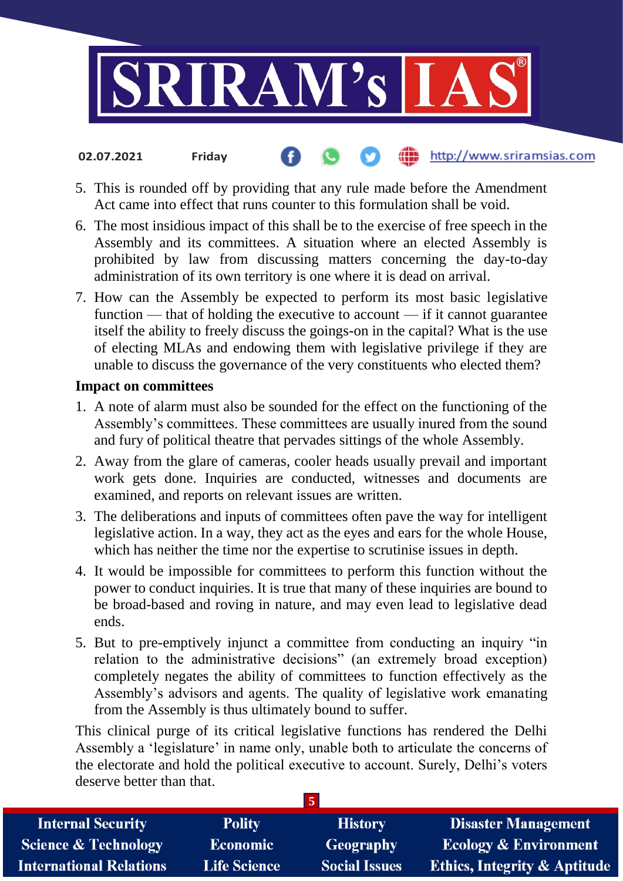5. This is rounded off by providing that any rule made before the Amendment Act came into effect that runs counter to this formulation shall be void.
6. The most insidious impact of this shall be to the exercise of free speech in the Assembly and its committees. A situation where an elected Assembly is prohibited by law from discussing matters concerning the day-to-day administration of its own territory is one where it is dead on arrival.
7. How can the Assembly be expected to perform its most basic legislative function — that of holding the executive to account — if it cannot guarantee itself the ability to freely discuss the goings-on in the capital? What is the use of electing MLAs and endowing them with legislative privilege if they are unable to discuss the governance of the very constituents who elected them?

**Impact on committees**

1. A note of alarm must also be sounded for the effect on the functioning of the Assembly's committees. These committees are usually inured from the sound and fury of political theatre that pervades sittings of the whole Assembly.
2. Away from the glare of cameras, cooler heads usually prevail and important work gets done. Inquiries are conducted, witnesses and documents are examined, and reports on relevant issues are written.
3. The deliberations and inputs of committees often pave the way for intelligent legislative action. In a way, they act as the eyes and ears for the whole House, which has neither the time nor the expertise to scrutinise issues in depth.
4. It would be impossible for committees to perform this function without the power to conduct inquiries. It is true that many of these inquiries are bound to be broad-based and roving in nature, and may even lead to legislative dead ends.
5. But to pre-emptively injunct a committee from conducting an inquiry "in relation to the administrative decisions" (an extremely broad exception) completely negates the ability of committees to function effectively as the Assembly's advisors and agents. The quality of legislative work emanating from the Assembly is thus ultimately bound to suffer.

This clinical purge of its critical legislative functions has rendered the Delhi Assembly a 'legislature' in name only, unable both to articulate the concerns of the electorate and hold the political executive to account. Surely, Delhi's voters deserve better than that.